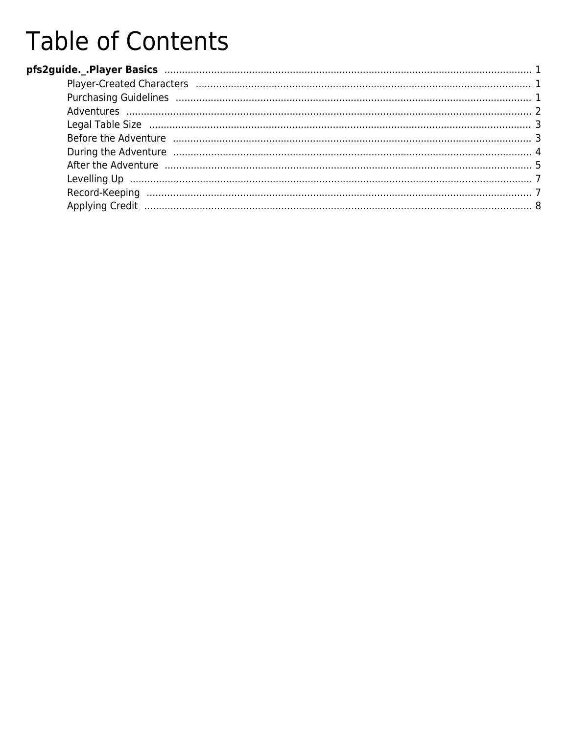# Table of Contents

**pfs2guide._.Player Basics** .......... 1

- Player-Created Characters .......... 1
- Purchasing Guidelines .......... 1
- Adventures .......... 2
- Legal Table Size .......... 3
- Before the Adventure .......... 3
- During the Adventure .......... 4
- After the Adventure .......... 5
- Levelling Up .......... 7
- Record-Keeping .......... 7
- Applying Credit .......... 8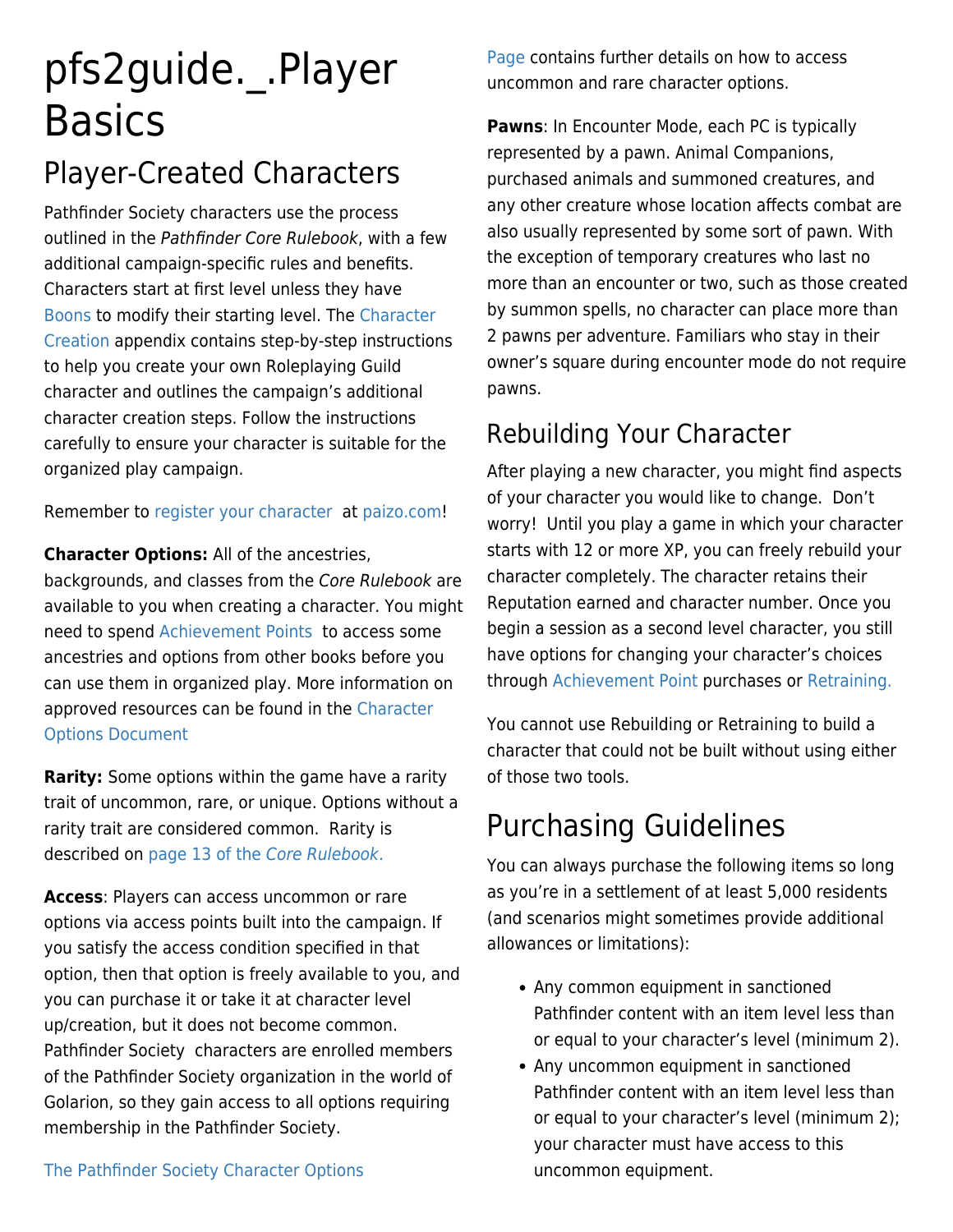# pfs2guide._.Player Basics

## Player-Created Characters

Pathfinder Society characters use the process outlined in the *Pathfinder Core Rulebook*, with a few additional campaign-specific rules and benefits. Characters start at first level unless they have Boons to modify their starting level. The Character Creation appendix contains step-by-step instructions to help you create your own Roleplaying Guild character and outlines the campaign's additional character creation steps. Follow the instructions carefully to ensure your character is suitable for the organized play campaign.

Remember to register your character at paizo.com!

**Character Options:** All of the ancestries, backgrounds, and classes from the *Core Rulebook* are available to you when creating a character. You might need to spend Achievement Points to access some ancestries and options from other books before you can use them in organized play. More information on approved resources can be found in the Character Options Document

**Rarity:** Some options within the game have a rarity trait of uncommon, rare, or unique. Options without a rarity trait are considered common. Rarity is described on page 13 of the *Core Rulebook*.

**Access**: Players can access uncommon or rare options via access points built into the campaign. If you satisfy the access condition specified in that option, then that option is freely available to you, and you can purchase it or take it at character level up/creation, but it does not become common. Pathfinder Society characters are enrolled members of the Pathfinder Society organization in the world of Golarion, so they gain access to all options requiring membership in the Pathfinder Society.

The Pathfinder Society Character Options Page contains further details on how to access uncommon and rare character options.

**Pawns**: In Encounter Mode, each PC is typically represented by a pawn. Animal Companions, purchased animals and summoned creatures, and any other creature whose location affects combat are also usually represented by some sort of pawn. With the exception of temporary creatures who last no more than an encounter or two, such as those created by summon spells, no character can place more than 2 pawns per adventure. Familiars who stay in their owner's square during encounter mode do not require pawns.

## Rebuilding Your Character

After playing a new character, you might find aspects of your character you would like to change. Don't worry! Until you play a game in which your character starts with 12 or more XP, you can freely rebuild your character completely. The character retains their Reputation earned and character number. Once you begin a session as a second level character, you still have options for changing your character's choices through Achievement Point purchases or Retraining.

You cannot use Rebuilding or Retraining to build a character that could not be built without using either of those two tools.

# Purchasing Guidelines

You can always purchase the following items so long as you're in a settlement of at least 5,000 residents (and scenarios might sometimes provide additional allowances or limitations):

- Any common equipment in sanctioned Pathfinder content with an item level less than or equal to your character's level (minimum 2).
- Any uncommon equipment in sanctioned Pathfinder content with an item level less than or equal to your character's level (minimum 2); your character must have access to this uncommon equipment.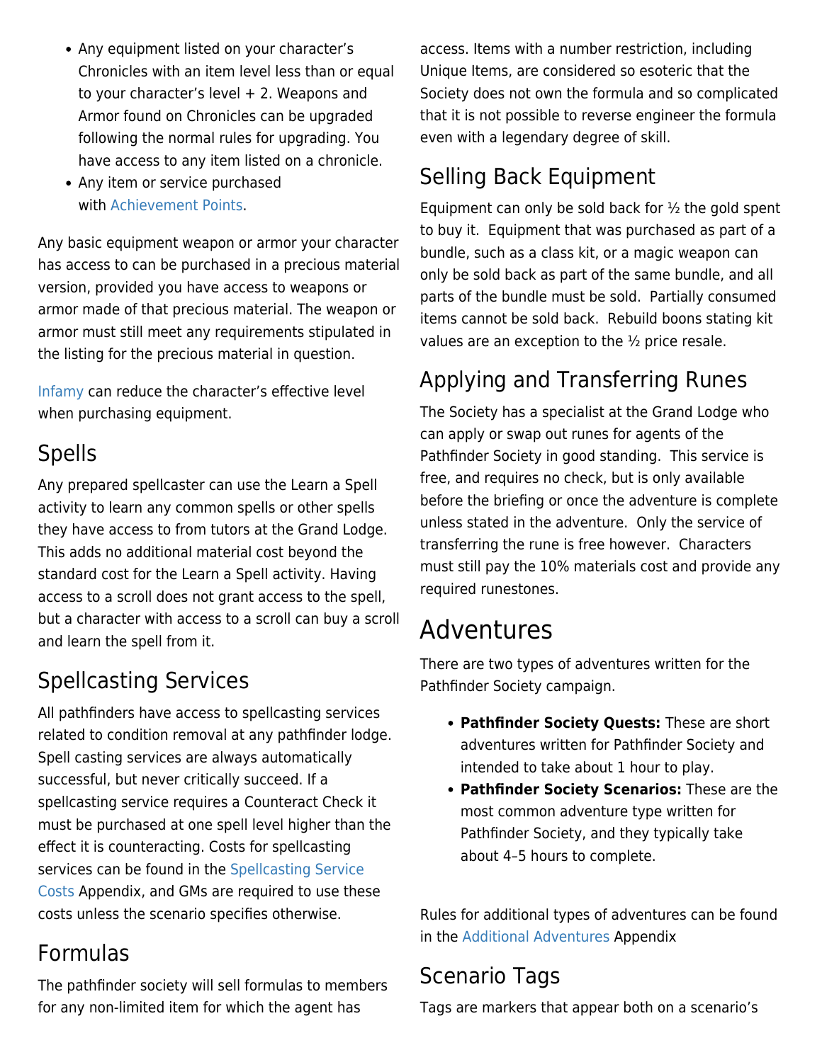- Any equipment listed on your character's Chronicles with an item level less than or equal to your character's level + 2. Weapons and Armor found on Chronicles can be upgraded following the normal rules for upgrading. You have access to any item listed on a chronicle.
- Any item or service purchased with Achievement Points.

Any basic equipment weapon or armor your character has access to can be purchased in a precious material version, provided you have access to weapons or armor made of that precious material. The weapon or armor must still meet any requirements stipulated in the listing for the precious material in question.

Infamy can reduce the character's effective level when purchasing equipment.

## Spells

Any prepared spellcaster can use the Learn a Spell activity to learn any common spells or other spells they have access to from tutors at the Grand Lodge. This adds no additional material cost beyond the standard cost for the Learn a Spell activity. Having access to a scroll does not grant access to the spell, but a character with access to a scroll can buy a scroll and learn the spell from it.

## Spellcasting Services

All pathfinders have access to spellcasting services related to condition removal at any pathfinder lodge. Spell casting services are always automatically successful, but never critically succeed. If a spellcasting service requires a Counteract Check it must be purchased at one spell level higher than the effect it is counteracting. Costs for spellcasting services can be found in the Spellcasting Service Costs Appendix, and GMs are required to use these costs unless the scenario specifies otherwise.

## Formulas

The pathfinder society will sell formulas to members for any non-limited item for which the agent has access. Items with a number restriction, including Unique Items, are considered so esoteric that the Society does not own the formula and so complicated that it is not possible to reverse engineer the formula even with a legendary degree of skill.

## Selling Back Equipment

Equipment can only be sold back for ½ the gold spent to buy it. Equipment that was purchased as part of a bundle, such as a class kit, or a magic weapon can only be sold back as part of the same bundle, and all parts of the bundle must be sold. Partially consumed items cannot be sold back. Rebuild boons stating kit values are an exception to the ½ price resale.

## Applying and Transferring Runes

The Society has a specialist at the Grand Lodge who can apply or swap out runes for agents of the Pathfinder Society in good standing. This service is free, and requires no check, but is only available before the briefing or once the adventure is complete unless stated in the adventure. Only the service of transferring the rune is free however. Characters must still pay the 10% materials cost and provide any required runestones.

# Adventures

There are two types of adventures written for the Pathfinder Society campaign.

- **Pathfinder Society Quests:** These are short adventures written for Pathfinder Society and intended to take about 1 hour to play.
- **Pathfinder Society Scenarios:** These are the most common adventure type written for Pathfinder Society, and they typically take about 4–5 hours to complete.

Rules for additional types of adventures can be found in the Additional Adventures Appendix

## Scenario Tags

Tags are markers that appear both on a scenario's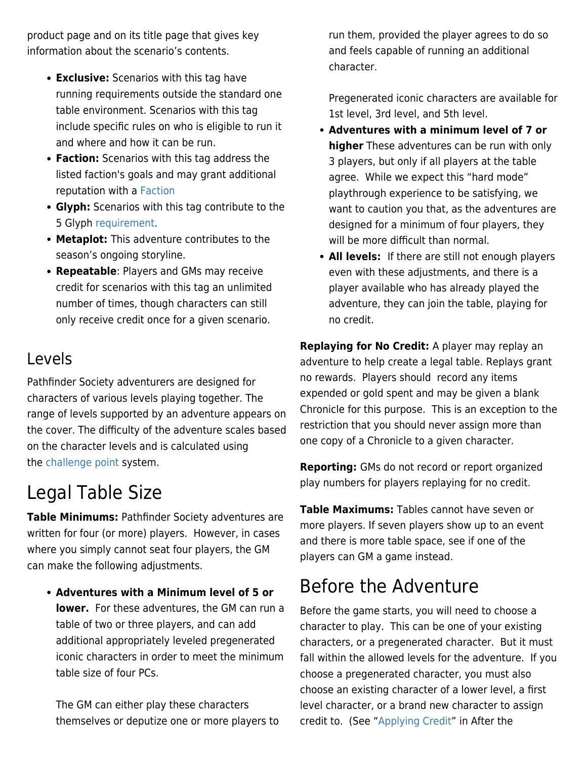product page and on its title page that gives key information about the scenario's contents.

- **Exclusive:** Scenarios with this tag have running requirements outside the standard one table environment. Scenarios with this tag include specific rules on who is eligible to run it and where and how it can be run.
- **Faction:** Scenarios with this tag address the listed faction's goals and may grant additional reputation with a Faction
- **Glyph:** Scenarios with this tag contribute to the 5 Glyph requirement.
- **Metaplot:** This adventure contributes to the season's ongoing storyline.
- **Repeatable**: Players and GMs may receive credit for scenarios with this tag an unlimited number of times, though characters can still only receive credit once for a given scenario.

## Levels

Pathfinder Society adventurers are designed for characters of various levels playing together. The range of levels supported by an adventure appears on the cover. The difficulty of the adventure scales based on the character levels and is calculated using the challenge point system.

# Legal Table Size

**Table Minimums:** Pathfinder Society adventures are written for four (or more) players. However, in cases where you simply cannot seat four players, the GM can make the following adjustments.

- **Adventures with a Minimum level of 5 or lower.** For these adventures, the GM can run a table of two or three players, and can add additional appropriately leveled pregenerated iconic characters in order to meet the minimum table size of four PCs.

  The GM can either play these characters themselves or deputize one or more players to run them, provided the player agrees to do so and feels capable of running an additional character.

  Pregenerated iconic characters are available for 1st level, 3rd level, and 5th level.
- **Adventures with a minimum level of 7 or higher** These adventures can be run with only 3 players, but only if all players at the table agree. While we expect this "hard mode" playthrough experience to be satisfying, we want to caution you that, as the adventures are designed for a minimum of four players, they will be more difficult than normal.
- **All levels:** If there are still not enough players even with these adjustments, and there is a player available who has already played the adventure, they can join the table, playing for no credit.

**Replaying for No Credit:** A player may replay an adventure to help create a legal table. Replays grant no rewards. Players should record any items expended or gold spent and may be given a blank Chronicle for this purpose. This is an exception to the restriction that you should never assign more than one copy of a Chronicle to a given character.

**Reporting:** GMs do not record or report organized play numbers for players replaying for no credit.

**Table Maximums:** Tables cannot have seven or more players. If seven players show up to an event and there is more table space, see if one of the players can GM a game instead.

# Before the Adventure

Before the game starts, you will need to choose a character to play. This can be one of your existing characters, or a pregenerated character. But it must fall within the allowed levels for the adventure. If you choose a pregenerated character, you must also choose an existing character of a lower level, a first level character, or a brand new character to assign credit to. (See "Applying Credit" in After the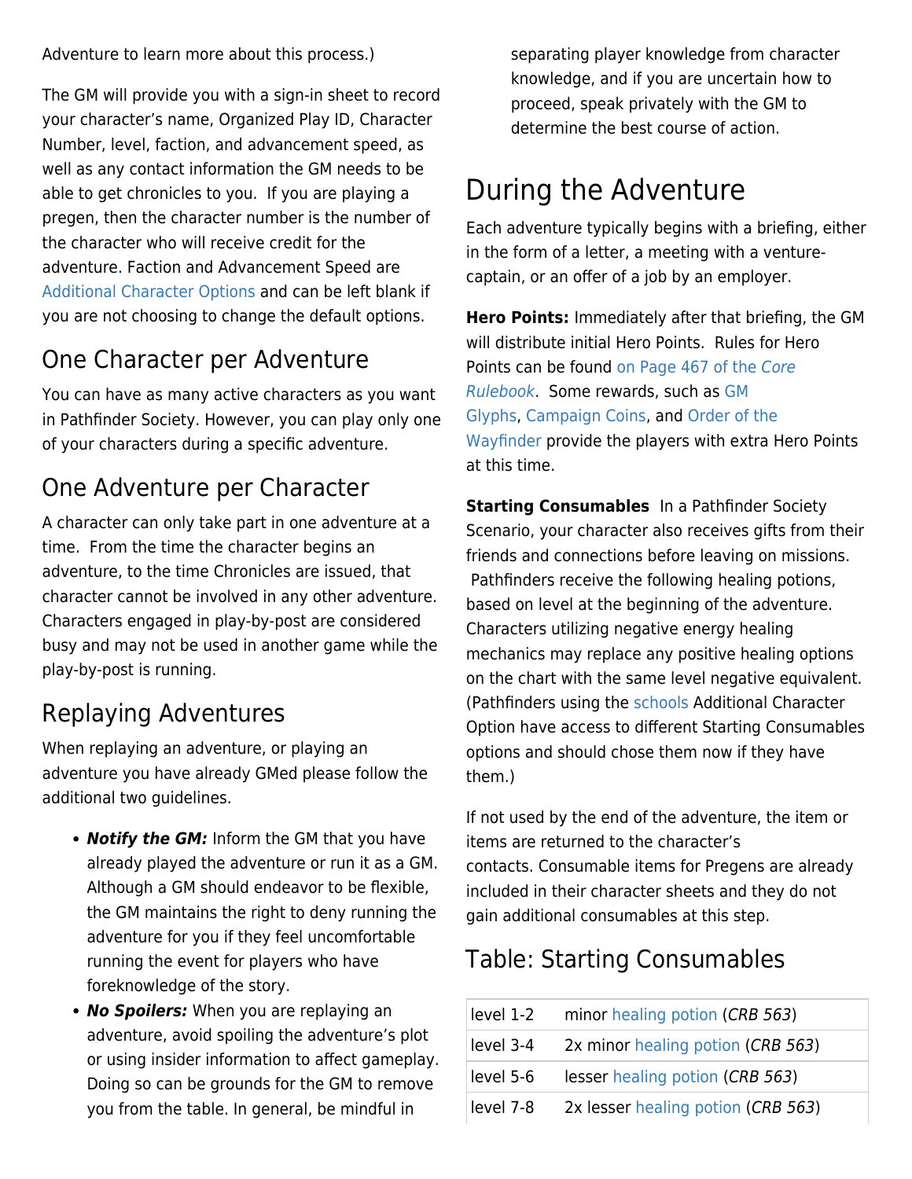Adventure to learn more about this process.)

The GM will provide you with a sign-in sheet to record your character's name, Organized Play ID, Character Number, level, faction, and advancement speed, as well as any contact information the GM needs to be able to get chronicles to you. If you are playing a pregen, then the character number is the number of the character who will receive credit for the adventure. Faction and Advancement Speed are Additional Character Options and can be left blank if you are not choosing to change the default options.

## One Character per Adventure

You can have as many active characters as you want in Pathfinder Society. However, you can play only one of your characters during a specific adventure.

## One Adventure per Character

A character can only take part in one adventure at a time. From the time the character begins an adventure, to the time Chronicles are issued, that character cannot be involved in any other adventure. Characters engaged in play-by-post are considered busy and may not be used in another game while the play-by-post is running.

## Replaying Adventures

When replaying an adventure, or playing an adventure you have already GMed please follow the additional two guidelines.

- ***Notify the GM:*** Inform the GM that you have already played the adventure or run it as a GM. Although a GM should endeavor to be flexible, the GM maintains the right to deny running the adventure for you if they feel uncomfortable running the event for players who have foreknowledge of the story.
- ***No Spoilers:*** When you are replaying an adventure, avoid spoiling the adventure's plot or using insider information to affect gameplay. Doing so can be grounds for the GM to remove you from the table. In general, be mindful in separating player knowledge from character knowledge, and if you are uncertain how to proceed, speak privately with the GM to determine the best course of action.

# During the Adventure

Each adventure typically begins with a briefing, either in the form of a letter, a meeting with a venture-captain, or an offer of a job by an employer.

**Hero Points:** Immediately after that briefing, the GM will distribute initial Hero Points. Rules for Hero Points can be found on Page 467 of the *Core Rulebook*. Some rewards, such as GM Glyphs, Campaign Coins, and Order of the Wayfinder provide the players with extra Hero Points at this time.

**Starting Consumables** In a Pathfinder Society Scenario, your character also receives gifts from their friends and connections before leaving on missions. Pathfinders receive the following healing potions, based on level at the beginning of the adventure. Characters utilizing negative energy healing mechanics may replace any positive healing options on the chart with the same level negative equivalent. (Pathfinders using the schools Additional Character Option have access to different Starting Consumables options and should chose them now if they have them.)

If not used by the end of the adventure, the item or items are returned to the character's contacts. Consumable items for Pregens are already included in their character sheets and they do not gain additional consumables at this step.

## Table: Starting Consumables

| | |
|---|---|
| level 1-2 | minor healing potion (*CRB 563*) |
| level 3-4 | 2x minor healing potion (*CRB 563*) |
| level 5-6 | lesser healing potion (*CRB 563*) |
| level 7-8 | 2x lesser healing potion (*CRB 563*) |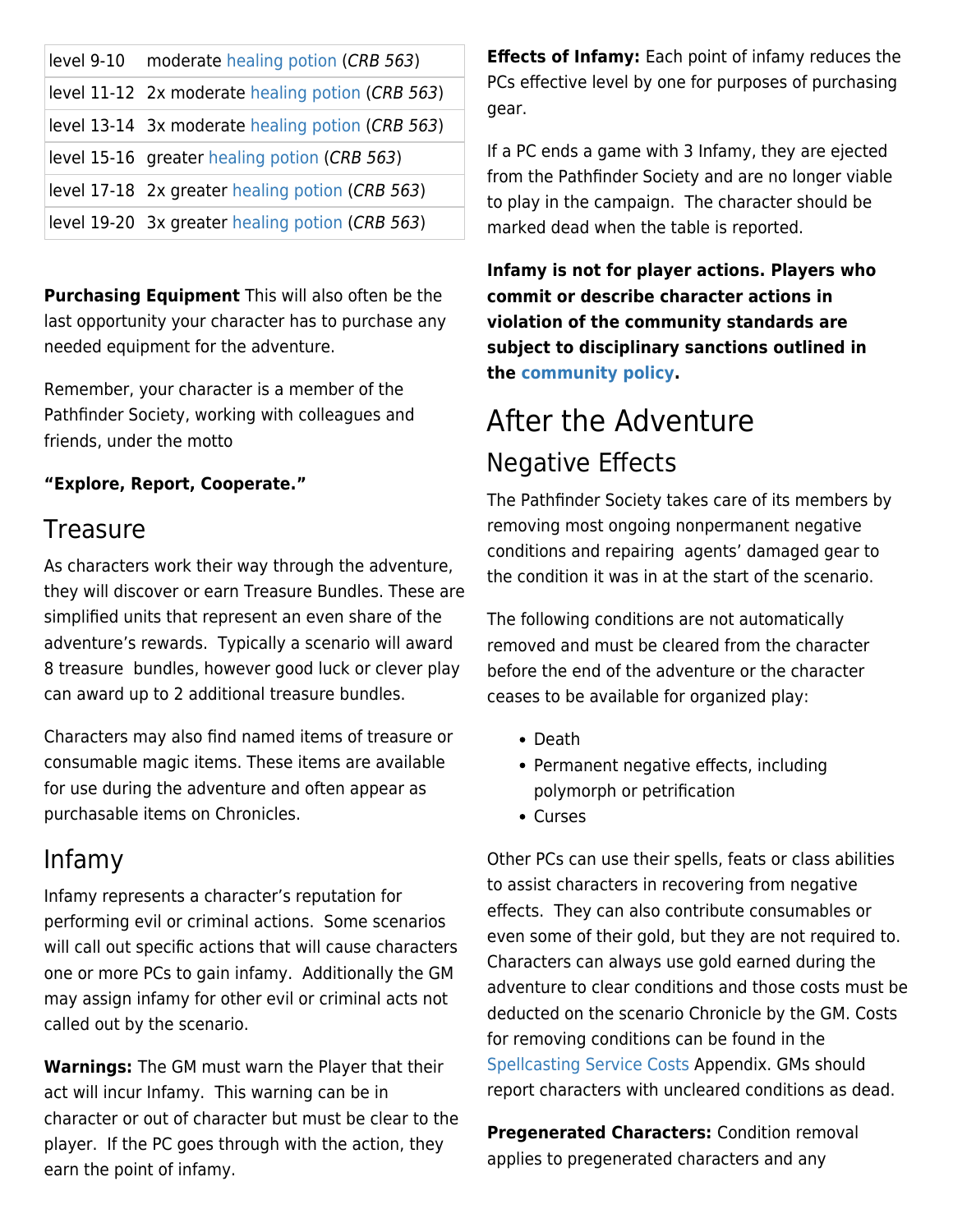| | |
|---|---|
| level 9-10 | moderate healing potion (*CRB 563*) |
| level 11-12 | 2x moderate healing potion (*CRB 563*) |
| level 13-14 | 3x moderate healing potion (*CRB 563*) |
| level 15-16 | greater healing potion (*CRB 563*) |
| level 17-18 | 2x greater healing potion (*CRB 563*) |
| level 19-20 | 3x greater healing potion (*CRB 563*) |

**Purchasing Equipment** This will also often be the last opportunity your character has to purchase any needed equipment for the adventure.

Remember, your character is a member of the Pathfinder Society, working with colleagues and friends, under the motto

**"Explore, Report, Cooperate."**

## Treasure

As characters work their way through the adventure, they will discover or earn Treasure Bundles. These are simplified units that represent an even share of the adventure's rewards. Typically a scenario will award 8 treasure bundles, however good luck or clever play can award up to 2 additional treasure bundles.

Characters may also find named items of treasure or consumable magic items. These items are available for use during the adventure and often appear as purchasable items on Chronicles.

## Infamy

Infamy represents a character's reputation for performing evil or criminal actions. Some scenarios will call out specific actions that will cause characters one or more PCs to gain infamy. Additionally the GM may assign infamy for other evil or criminal acts not called out by the scenario.

**Warnings:** The GM must warn the Player that their act will incur Infamy. This warning can be in character or out of character but must be clear to the player. If the PC goes through with the action, they earn the point of infamy.

**Effects of Infamy:** Each point of infamy reduces the PCs effective level by one for purposes of purchasing gear.

If a PC ends a game with 3 Infamy, they are ejected from the Pathfinder Society and are no longer viable to play in the campaign. The character should be marked dead when the table is reported.

**Infamy is not for player actions. Players who commit or describe character actions in violation of the community standards are subject to disciplinary sanctions outlined in the community policy.**

# After the Adventure

## Negative Effects

The Pathfinder Society takes care of its members by removing most ongoing nonpermanent negative conditions and repairing agents' damaged gear to the condition it was in at the start of the scenario.

The following conditions are not automatically removed and must be cleared from the character before the end of the adventure or the character ceases to be available for organized play:

- Death
- Permanent negative effects, including polymorph or petrification
- Curses

Other PCs can use their spells, feats or class abilities to assist characters in recovering from negative effects. They can also contribute consumables or even some of their gold, but they are not required to. Characters can always use gold earned during the adventure to clear conditions and those costs must be deducted on the scenario Chronicle by the GM. Costs for removing conditions can be found in the Spellcasting Service Costs Appendix. GMs should report characters with uncleared conditions as dead.

**Pregenerated Characters:** Condition removal applies to pregenerated characters and any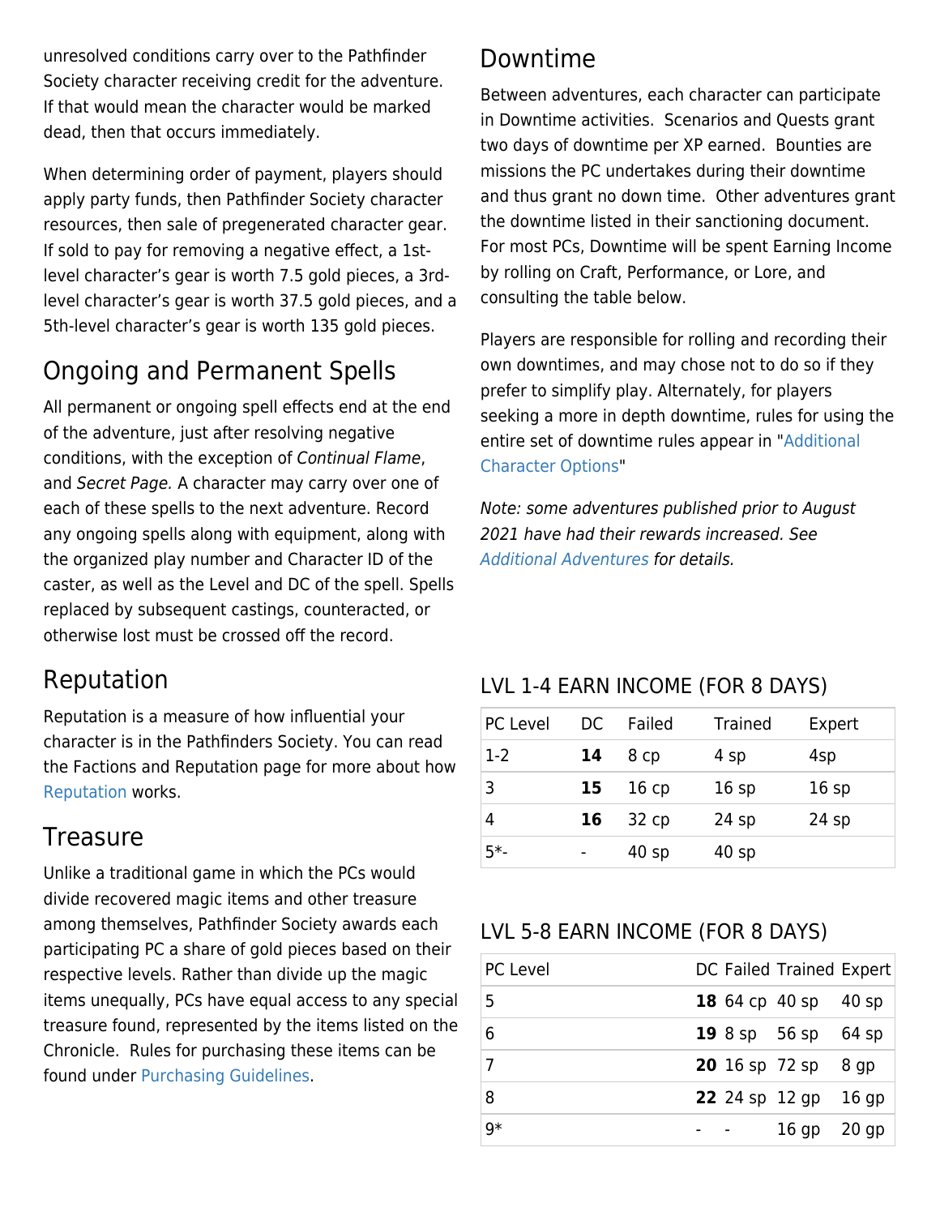unresolved conditions carry over to the Pathfinder Society character receiving credit for the adventure. If that would mean the character would be marked dead, then that occurs immediately.

When determining order of payment, players should apply party funds, then Pathfinder Society character resources, then sale of pregenerated character gear. If sold to pay for removing a negative effect, a 1st-level character's gear is worth 7.5 gold pieces, a 3rd-level character's gear is worth 37.5 gold pieces, and a 5th-level character's gear is worth 135 gold pieces.

## Ongoing and Permanent Spells

All permanent or ongoing spell effects end at the end of the adventure, just after resolving negative conditions, with the exception of *Continual Flame*, and *Secret Page.* A character may carry over one of each of these spells to the next adventure. Record any ongoing spells along with equipment, along with the organized play number and Character ID of the caster, as well as the Level and DC of the spell. Spells replaced by subsequent castings, counteracted, or otherwise lost must be crossed off the record.

## Reputation

Reputation is a measure of how influential your character is in the Pathfinders Society. You can read the Factions and Reputation page for more about how Reputation works.

## Treasure

Unlike a traditional game in which the PCs would divide recovered magic items and other treasure among themselves, Pathfinder Society awards each participating PC a share of gold pieces based on their respective levels. Rather than divide up the magic items unequally, PCs have equal access to any special treasure found, represented by the items listed on the Chronicle. Rules for purchasing these items can be found under Purchasing Guidelines.

## Downtime

Between adventures, each character can participate in Downtime activities. Scenarios and Quests grant two days of downtime per XP earned. Bounties are missions the PC undertakes during their downtime and thus grant no down time. Other adventures grant the downtime listed in their sanctioning document. For most PCs, Downtime will be spent Earning Income by rolling on Craft, Performance, or Lore, and consulting the table below.

Players are responsible for rolling and recording their own downtimes, and may chose not to do so if they prefer to simplify play. Alternately, for players seeking a more in depth downtime, rules for using the entire set of downtime rules appear in "Additional Character Options"

*Note: some adventures published prior to August 2021 have had their rewards increased. See Additional Adventures for details.*

### LVL 1-4 EARN INCOME (FOR 8 DAYS)

| PC Level | DC | Failed | Trained | Expert |
|---|---|---|---|---|
| 1-2 | **14** | 8 cp | 4 sp | 4sp |
| 3 | **15** | 16 cp | 16 sp | 16 sp |
| 4 | **16** | 32 cp | 24 sp | 24 sp |
| 5*- | - | 40 sp | 40 sp | |

### LVL 5-8 EARN INCOME (FOR 8 DAYS)

| PC Level | DC | Failed | Trained | Expert |
|---|---|---|---|---|
| 5 | **18** | 64 cp | 40 sp | 40 sp |
| 6 | **19** | 8 sp | 56 sp | 64 sp |
| 7 | **20** | 16 sp | 72 sp | 8 gp |
| 8 | **22** | 24 sp | 12 gp | 16 gp |
| 9* | - | - | 16 gp | 20 gp |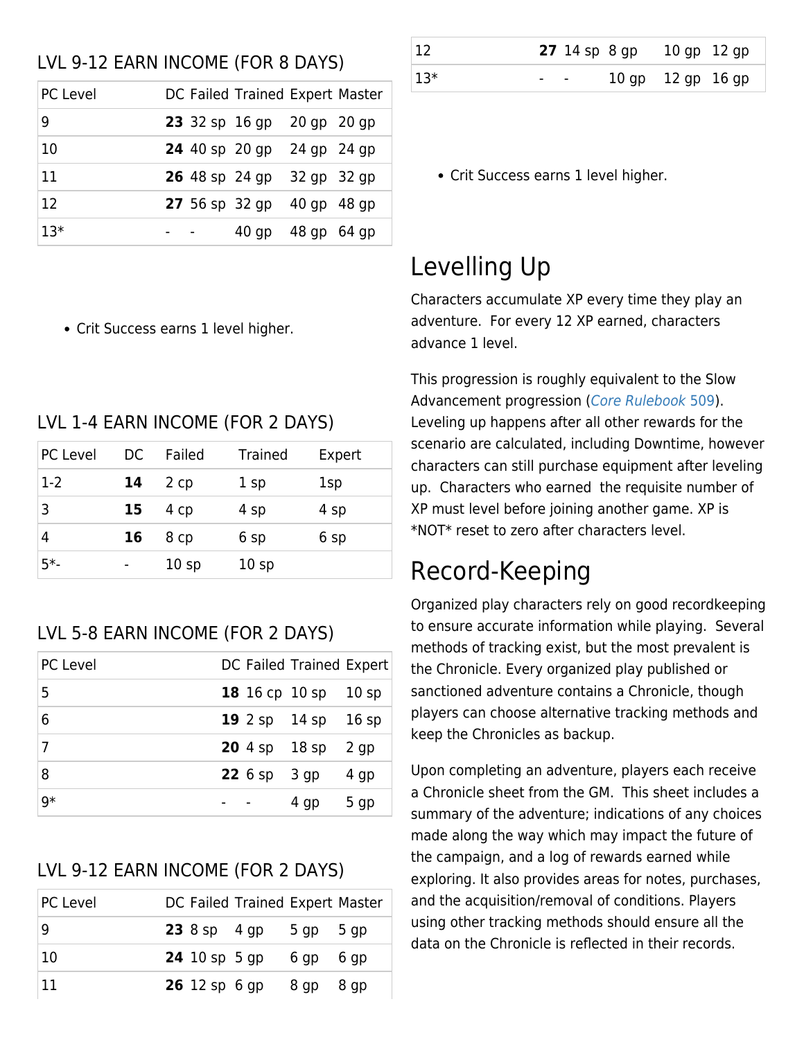### LVL 9-12 EARN INCOME (FOR 8 DAYS)

| PC Level | DC | Failed | Trained | Expert | Master |
|---|---|---|---|---|---|
| 9 | **23** | 32 sp | 16 gp | 20 gp | 20 gp |
| 10 | **24** | 40 sp | 20 gp | 24 gp | 24 gp |
| 11 | **26** | 48 sp | 24 gp | 32 gp | 32 gp |
| 12 | **27** | 56 sp | 32 gp | 40 gp | 48 gp |
| 13* | - | - | 40 gp | 48 gp | 64 gp |

- Crit Success earns 1 level higher.

### LVL 1-4 EARN INCOME (FOR 2 DAYS)

| PC Level | DC | Failed | Trained | Expert |
|---|---|---|---|---|
| 1-2 | **14** | 2 cp | 1 sp | 1sp |
| 3 | **15** | 4 cp | 4 sp | 4 sp |
| 4 | **16** | 8 cp | 6 sp | 6 sp |
| 5*- | - | 10 sp | 10 sp | |

### LVL 5-8 EARN INCOME (FOR 2 DAYS)

| PC Level | DC | Failed | Trained | Expert |
|---|---|---|---|---|
| 5 | **18** | 16 cp | 10 sp | 10 sp |
| 6 | **19** | 2 sp | 14 sp | 16 sp |
| 7 | **20** | 4 sp | 18 sp | 2 gp |
| 8 | **22** | 6 sp | 3 gp | 4 gp |
| 9* | - | - | 4 gp | 5 gp |

### LVL 9-12 EARN INCOME (FOR 2 DAYS)

| PC Level | DC | Failed | Trained | Expert | Master |
|---|---|---|---|---|---|
| 9 | **23** | 8 sp | 4 gp | 5 gp | 5 gp |
| 10 | **24** | 10 sp | 5 gp | 6 gp | 6 gp |
| 11 | **26** | 12 sp | 6 gp | 8 gp | 8 gp |
| 12 | **27** | 14 sp | 8 gp | 10 gp | 12 gp |
| 13* | - | - | 10 gp | 12 gp | 16 gp |

- Crit Success earns 1 level higher.

# Levelling Up

Characters accumulate XP every time they play an adventure. For every 12 XP earned, characters advance 1 level.

This progression is roughly equivalent to the Slow Advancement progression (*Core Rulebook* 509). Leveling up happens after all other rewards for the scenario are calculated, including Downtime, however characters can still purchase equipment after leveling up. Characters who earned the requisite number of XP must level before joining another game. XP is *NOT* reset to zero after characters level.

# Record-Keeping

Organized play characters rely on good recordkeeping to ensure accurate information while playing. Several methods of tracking exist, but the most prevalent is the Chronicle. Every organized play published or sanctioned adventure contains a Chronicle, though players can choose alternative tracking methods and keep the Chronicles as backup.

Upon completing an adventure, players each receive a Chronicle sheet from the GM. This sheet includes a summary of the adventure; indications of any choices made along the way which may impact the future of the campaign, and a log of rewards earned while exploring. It also provides areas for notes, purchases, and the acquisition/removal of conditions. Players using other tracking methods should ensure all the data on the Chronicle is reflected in their records.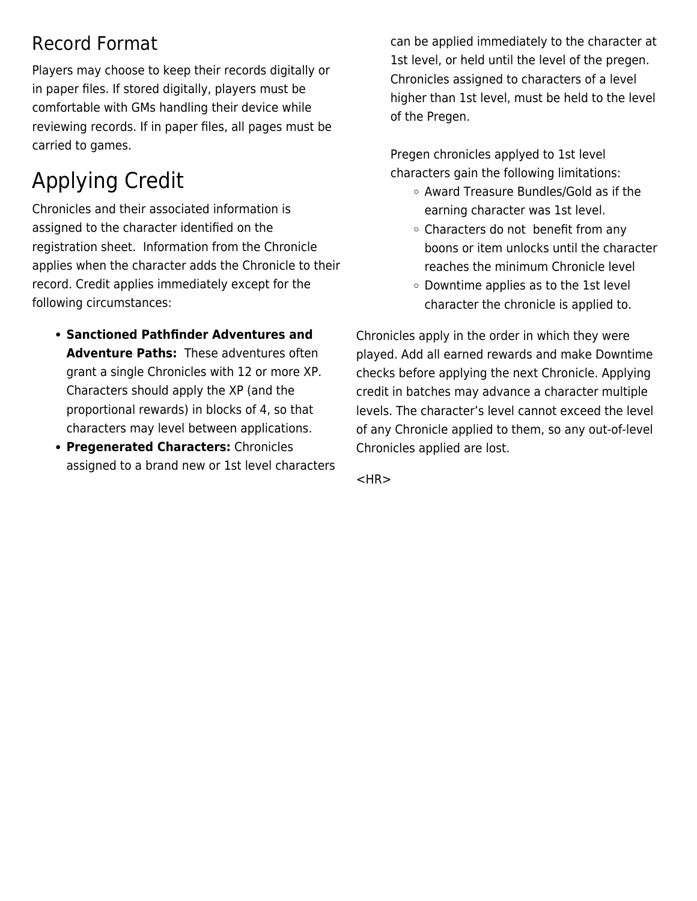## Record Format

Players may choose to keep their records digitally or in paper files. If stored digitally, players must be comfortable with GMs handling their device while reviewing records. If in paper files, all pages must be carried to games.

# Applying Credit

Chronicles and their associated information is assigned to the character identified on the registration sheet. Information from the Chronicle applies when the character adds the Chronicle to their record. Credit applies immediately except for the following circumstances:

- **Sanctioned Pathfinder Adventures and Adventure Paths:** These adventures often grant a single Chronicles with 12 or more XP. Characters should apply the XP (and the proportional rewards) in blocks of 4, so that characters may level between applications.
- **Pregenerated Characters:** Chronicles assigned to a brand new or 1st level characters can be applied immediately to the character at 1st level, or held until the level of the pregen. Chronicles assigned to characters of a level higher than 1st level, must be held to the level of the Pregen.

  Pregen chronicles applyed to 1st level characters gain the following limitations:
    - Award Treasure Bundles/Gold as if the earning character was 1st level.
    - Characters do not benefit from any boons or item unlocks until the character reaches the minimum Chronicle level
    - Downtime applies as to the 1st level character the chronicle is applied to.

Chronicles apply in the order in which they were played. Add all earned rewards and make Downtime checks before applying the next Chronicle. Applying credit in batches may advance a character multiple levels. The character's level cannot exceed the level of any Chronicle applied to them, so any out-of-level Chronicles applied are lost.

<HR>